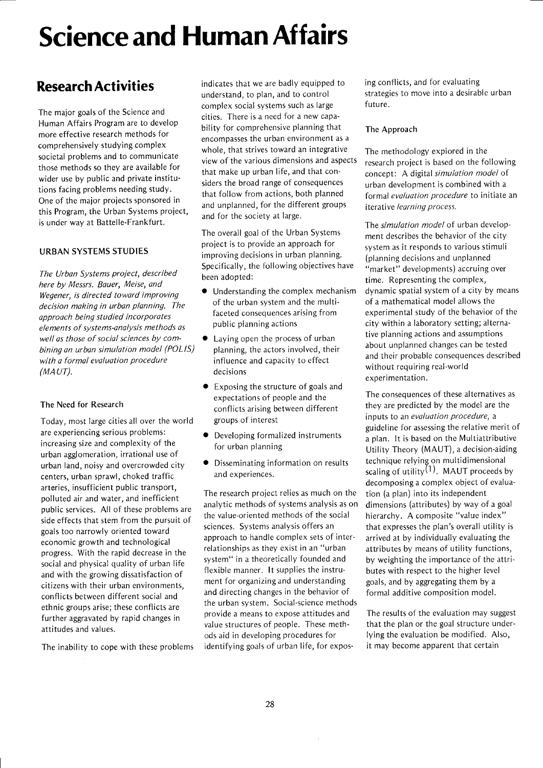# Science and Human Affairs

## Research Activities

The major goals of the Science and Human Affairs Program are to develop more effective research methods for comprehensively studying complex societal problems and to communicate those methods so they are available for wider use by public and private institutions facing problems needing study. One of the major projects sponsored in this Program, the Urban Systems project, is under way at Battelle-Frankfurt.

### URBAN SYSTEMS STUDIES

*The Urban Systems project, described here by Messrs. Bauer, Meise, and Wegener, is directed toward improving decision making in urban planning. The approach being studied incorporates elements of systems-analysis methods as well as those of social sciences by combining an urban simulation model (POLIS) with a formal evaluation procedure (MAUT).*

#### The Need for Research

Today, most large cities all over the world are experiencing serious problems: increasing size and complexity of the urban agglomeration, irrational use of urban land, noisy and overcrowded city centers, urban sprawl, choked traffic arteries, insufficient public transport, polluted air and water, and inefficient public services. All of these problems are side effects that stem from the pursuit of goals too narrowly oriented toward economic growth and technological progress. With the rapid decrease in the social and physical quality of urban life and with the growing dissatisfaction of citizens with their urban environments, conflicts between different social and ethnic groups arise; these conflicts are further aggravated by rapid changes in attitudes and values.

The inability to cope with these problems indicates that we are badly equipped to understand, to plan, and to control complex social systems such as large cities. There is a need for a new capability for comprehensive planning that encompasses the urban environment as a whole, that strives toward an integrative view of the various dimensions and aspects that make up urban life, and that considers the broad range of consequences that follow from actions, both planned and unplanned, for the different groups and for the society at large.

The overall goal of the Urban Systems project is to provide an approach for improving decisions in urban planning. Specifically, the following objectives have been adopted:

- Understanding the complex mechanism of the urban system and the multifaceted consequences arising from public planning actions
- Laying open the process of urban planning, the actors involved, their influence and capacity to effect decisions
- Exposing the structure of goals and expectations of people and the conflicts arising between different groups of interest
- Developing formalized instruments for urban planning
- Disseminating information on results and experiences.

The research project relies as much on the analytic methods of systems analysis as on the value-oriented methods of the social sciences. Systems analysis offers an approach to handle complex sets of interrelationships as they exist in an "urban system" in a theoretically founded and flexible manner. It supplies the instrument for organizing and understanding and directing changes in the behavior of the urban system. Social-science methods provide a means to expose attitudes and value structures of people. These methods aid in developing procedures for identifying goals of urban life, for exposing conflicts, and for evaluating strategies to move into a desirable urban future.

#### The Approach

The methodology explored in the research project is based on the following concept: A digital *simulation model* of urban development is combined with a formal *evaluation procedure* to initiate an iterative *learning process.*

The *simulation model* of urban development describes the behavior of the city system as it responds to various stimuli (planning decisions and unplanned "market" developments) accruing over time. Representing the complex, dynamic spatial system of a city by means of a mathematical model allows the experimental study of the behavior of the city within a laboratory setting; alternative planning actions and assumptions about unplanned changes can be tested and their probable consequences described without requiring real-world experimentation.

The consequences of these alternatives as they are predicted by the model are the inputs to an *evaluation procedure,* a guideline for assessing the relative merit of a plan. It is based on the Multiattributive Utility Theory (MAUT), a decision-aiding technique relying on multidimensional scaling of utility[1]. MAUT proceeds by decomposing a complex object of evaluation (a plan) into its independent dimensions (attributes) by way of a goal hierarchy. A composite "value index" that expresses the plan's overall utility is arrived at by individually evaluating the attributes by means of utility functions, by weighting the importance of the attributes with respect to the higher level goals, and by aggregating them by a formal additive composition model.

The results of the evaluation may suggest that the plan or the goal structure underlying the evaluation be modified. Also, it may become apparent that certain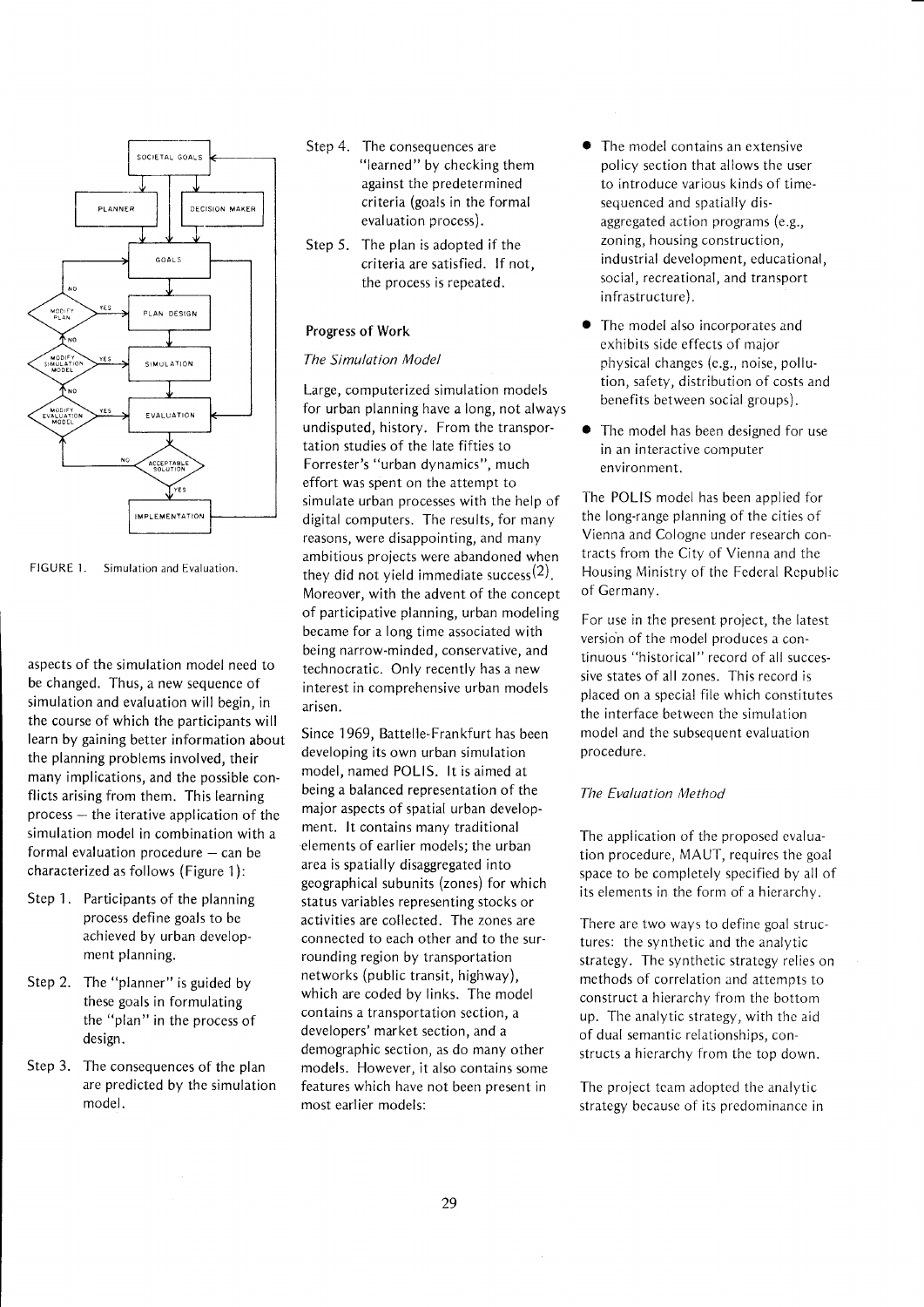FIGURE 1. Simulation and Evaluation.

aspects of the simulation model need to be changed. Thus, a new sequence of simulation and evaluation will begin, in the course of which the participants will learn by gaining better information about the planning problems involved, their many implications, and the possible conflicts arising from them. This learning process — the iterative application of the simulation model in combination with a formal evaluation procedure — can be characterized as follows (Figure 1):

- Step 1. Participants of the planning process define goals to be achieved by urban development planning.
- Step 2. The "planner" is guided by these goals in formulating the "plan" in the process of design.
- Step 3. The consequences of the plan are predicted by the simulation model.
- Step 4. The consequences are "learned" by checking them against the predetermined criteria (goals in the formal evaluation process).
- Step 5. The plan is adopted if the criteria are satisfied. If not, the process is repeated.

### Progress of Work

#### *The Simulation Model*

Large, computerized simulation models for urban planning have a long, not always undisputed, history. From the transportation studies of the late fifties to Forrester's "urban dynamics", much effort was spent on the attempt to simulate urban processes with the help of digital computers. The results, for many reasons, were disappointing, and many ambitious projects were abandoned when they did not yield immediate success[2]. Moreover, with the advent of the concept of participative planning, urban modeling became for a long time associated with being narrow-minded, conservative, and technocratic. Only recently has a new interest in comprehensive urban models arisen.

Since 1969, Battelle-Frankfurt has been developing its own urban simulation model, named POLIS. It is aimed at being a balanced representation of the major aspects of spatial urban development. It contains many traditional elements of earlier models; the urban area is spatially disaggregated into geographical subunits (zones) for which status variables representing stocks or activities are collected. The zones are connected to each other and to the surrounding region by transportation networks (public transit, highway), which are coded by links. The model contains a transportation section, a developers' market section, and a demographic section, as do many other models. However, it also contains some features which have not been present in most earlier models:

- The model contains an extensive policy section that allows the user to introduce various kinds of time-sequenced and spatially disaggregated action programs (e.g., zoning, housing construction, industrial development, educational, social, recreational, and transport infrastructure).
- The model also incorporates and exhibits side effects of major physical changes (e.g., noise, pollution, safety, distribution of costs and benefits between social groups).
- The model has been designed for use in an interactive computer environment.

The POLIS model has been applied for the long-range planning of the cities of Vienna and Cologne under research contracts from the City of Vienna and the Housing Ministry of the Federal Republic of Germany.

For use in the present project, the latest version of the model produces a continuous "historical" record of all successive states of all zones. This record is placed on a special file which constitutes the interface between the simulation model and the subsequent evaluation procedure.

#### *The Evaluation Method*

The application of the proposed evaluation procedure, MAUT, requires the goal space to be completely specified by all of its elements in the form of a hierarchy.

There are two ways to define goal structures: the synthetic and the analytic strategy. The synthetic strategy relies on methods of correlation and attempts to construct a hierarchy from the bottom up. The analytic strategy, with the aid of dual semantic relationships, constructs a hierarchy from the top down.

The project team adopted the analytic strategy because of its predominance in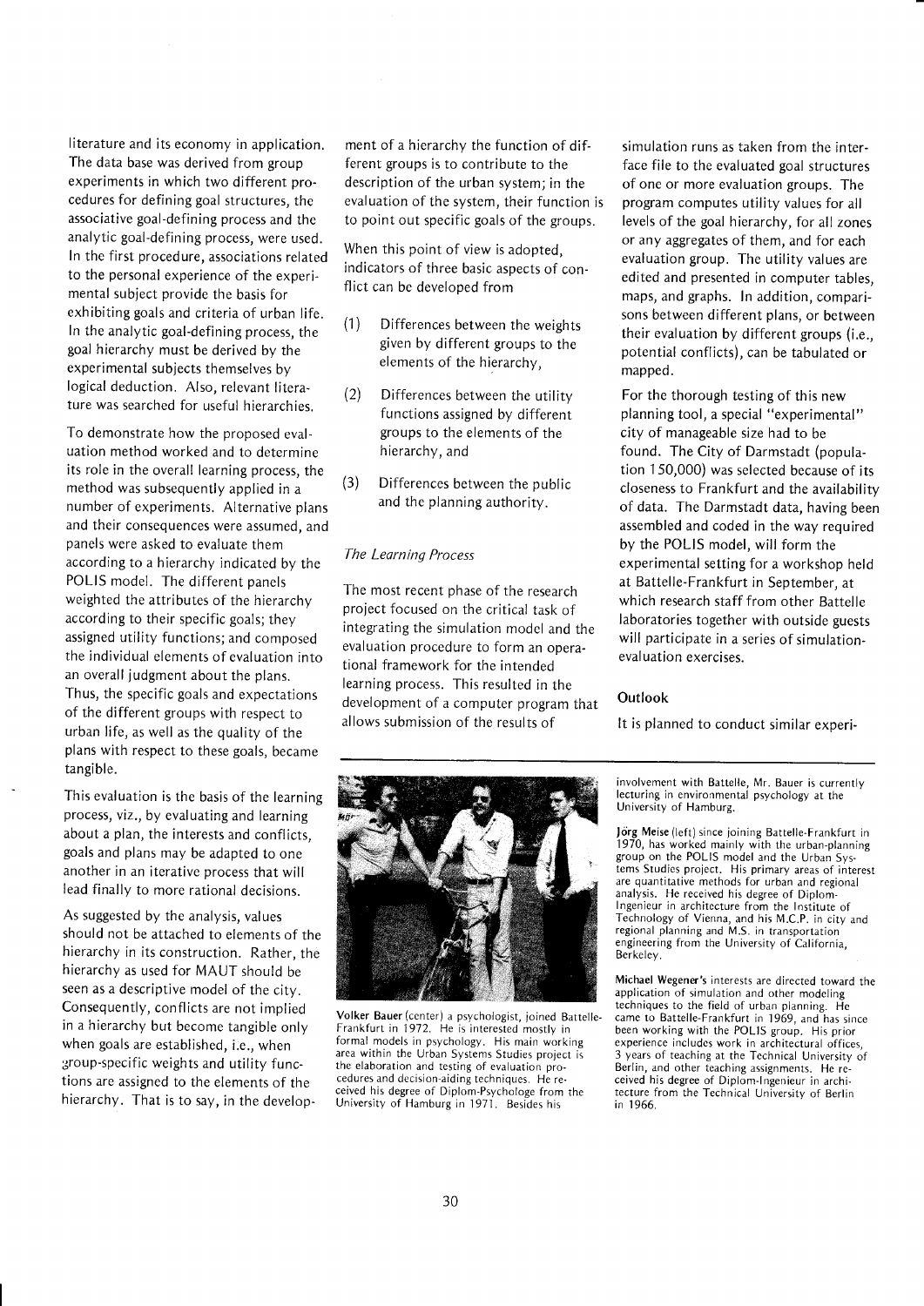literature and its economy in application. The data base was derived from group experiments in which two different procedures for defining goal structures, the associative goal-defining process and the analytic goal-defining process, were used. In the first procedure, associations related to the personal experience of the experimental subject provide the basis for exhibiting goals and criteria of urban life. In the analytic goal-defining process, the goal hierarchy must be derived by the experimental subjects themselves by logical deduction. Also, relevant literature was searched for useful hierarchies.

To demonstrate how the proposed evaluation method worked and to determine its role in the overall learning process, the method was subsequently applied in a number of experiments. Alternative plans and their consequences were assumed, and panels were asked to evaluate them according to a hierarchy indicated by the POLIS model. The different panels weighted the attributes of the hierarchy according to their specific goals; they assigned utility functions; and composed the individual elements of evaluation into an overall judgment about the plans. Thus, the specific goals and expectations of the different groups with respect to urban life, as well as the quality of the plans with respect to these goals, became tangible.

This evaluation is the basis of the learning process, viz., by evaluating and learning about a plan, the interests and conflicts, goals and plans may be adapted to one another in an iterative process that will lead finally to more rational decisions.

As suggested by the analysis, values should not be attached to elements of the hierarchy in its construction. Rather, the hierarchy as used for MAUT should be seen as a descriptive model of the city. Consequently, conflicts are not implied in a hierarchy but become tangible only when goals are established, i.e., when group-specific weights and utility functions are assigned to the elements of the hierarchy. That is to say, in the development of a hierarchy the function of different groups is to contribute to the description of the urban system; in the evaluation of the system, their function is to point out specific goals of the groups.

When this point of view is adopted, indicators of three basic aspects of conflict can be developed from

(1) Differences between the weights given by different groups to the elements of the hierarchy,

(2) Differences between the utility functions assigned by different groups to the elements of the hierarchy, and

(3) Differences between the public and the planning authority.

### *The Learning Process*

The most recent phase of the research project focused on the critical task of integrating the simulation model and the evaluation procedure to form an operational framework for the intended learning process. This resulted in the development of a computer program that allows submission of the results of simulation runs as taken from the interface file to the evaluated goal structures of one or more evaluation groups. The program computes utility values for all levels of the goal hierarchy, for all zones or any aggregates of them, and for each evaluation group. The utility values are edited and presented in computer tables, maps, and graphs. In addition, comparisons between different plans, or between their evaluation by different groups (i.e., potential conflicts), can be tabulated or mapped.

For the thorough testing of this new planning tool, a special "experimental" city of manageable size had to be found. The City of Darmstadt (population 150,000) was selected because of its closeness to Frankfurt and the availability of data. The Darmstadt data, having been assembled and coded in the way required by the POLIS model, will form the experimental setting for a workshop held at Battelle-Frankfurt in September, at which research staff from other Battelle laboratories together with outside guests will participate in a series of simulation-evaluation exercises.

### Outlook

It is planned to conduct similar experi-

**Volker Bauer** (center) a psychologist, joined Battelle-Frankfurt in 1972. He is interested mostly in formal models in psychology. His main working area within the Urban Systems Studies project is the elaboration and testing of evaluation procedures and decision-aiding techniques. He received his degree of Diplom-Psychologe from the University of Hamburg in 1971. Besides his involvement with Battelle, Mr. Bauer is currently lecturing in environmental psychology at the University of Hamburg.

**Jörg Meise** (left) since joining Battelle-Frankfurt in 1970, has worked mainly with the urban-planning group on the POLIS model and the Urban Systems Studies project. His primary areas of interest are quantitative methods for urban and regional analysis. He received his degree of Diplom-Ingenieur in architecture from the Institute of Technology of Vienna, and his M.C.P. in city and regional planning and M.S. in transportation engineering from the University of California, Berkeley.

**Michael Wegener's** interests are directed toward the application of simulation and other modeling techniques to the field of urban planning. He came to Battelle-Frankfurt in 1969, and has since been working with the POLIS group. His prior experience includes work in architectural offices, 3 years of teaching at the Technical University of Berlin, and other teaching assignments. He received his degree of Diplom-Ingenieur in architecture from the Technical University of Berlin in 1966.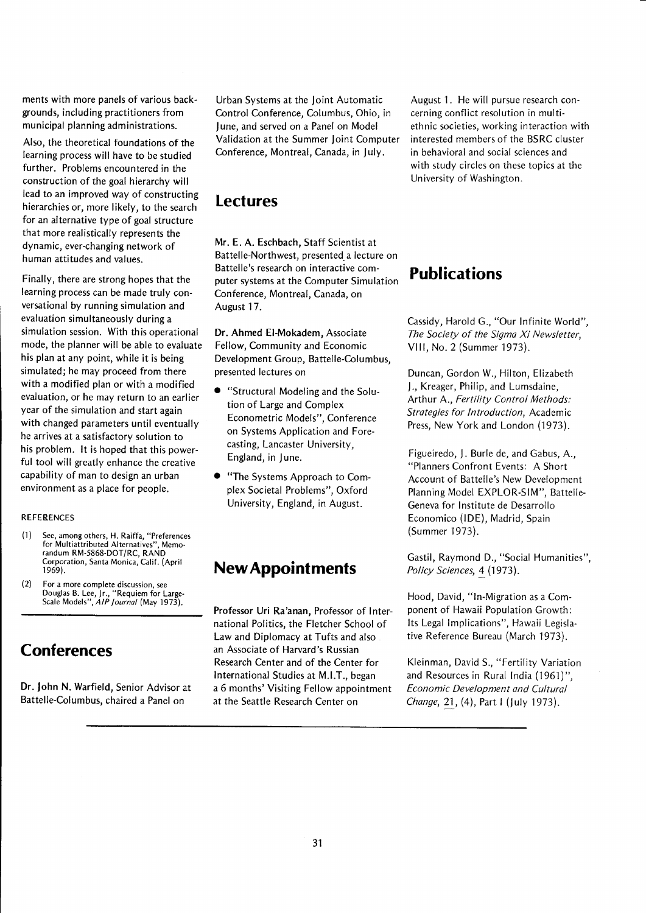ments with more panels of various backgrounds, including practitioners from municipal planning administrations.

Also, the theoretical foundations of the learning process will have to be studied further. Problems encountered in the construction of the goal hierarchy will lead to an improved way of constructing hierarchies or, more likely, to the search for an alternative type of goal structure that more realistically represents the dynamic, ever-changing network of human attitudes and values.

Finally, there are strong hopes that the learning process can be made truly conversational by running simulation and evaluation simultaneously during a simulation session. With this operational mode, the planner will be able to evaluate his plan at any point, while it is being simulated; he may proceed from there with a modified plan or with a modified evaluation, or he may return to an earlier year of the simulation and start again with changed parameters until eventually he arrives at a satisfactory solution to his problem. It is hoped that this powerful tool will greatly enhance the creative capability of man to design an urban environment as a place for people.

REFERENCES

(1) See, among others, H. Raiffa, "Preferences for Multiattributed Alternatives", Memorandum RM-5868-DOT/RC, RAND Corporation, Santa Monica, Calif. (April 1969).

(2) For a more complete discussion, see Douglas B. Lee, Jr., "Requiem for Large-Scale Models", *AIP Journal* (May 1973).

## Conferences

**Dr. John N. Warfield**, Senior Advisor at Battelle-Columbus, chaired a Panel on Urban Systems at the Joint Automatic Control Conference, Columbus, Ohio, in June, and served on a Panel on Model Validation at the Summer Joint Computer Conference, Montreal, Canada, in July.

## Lectures

**Mr. E. A. Eschbach**, Staff Scientist at Battelle-Northwest, presented a lecture on Battelle's research on interactive computer systems at the Computer Simulation Conference, Montreal, Canada, on August 17.

**Dr. Ahmed El-Mokadem**, Associate Fellow, Community and Economic Development Group, Battelle-Columbus, presented lectures on

- "Structural Modeling and the Solution of Large and Complex Econometric Models", Conference on Systems Application and Forecasting, Lancaster University, England, in June.
- "The Systems Approach to Complex Societal Problems", Oxford University, England, in August.

## New Appointments

**Professor Uri Ra'anan**, Professor of International Politics, the Fletcher School of Law and Diplomacy at Tufts and also an Associate of Harvard's Russian Research Center and of the Center for International Studies at M.I.T., began a 6 months' Visiting Fellow appointment at the Seattle Research Center on August 1. He will pursue research concerning conflict resolution in multiethnic societies, working interaction with interested members of the BSRC cluster in behavioral and social sciences and with study circles on these topics at the University of Washington.

## Publications

Cassidy, Harold G., "Our Infinite World", *The Society of the Sigma Xi Newsletter*, VIII, No. 2 (Summer 1973).

Duncan, Gordon W., Hilton, Elizabeth J., Kreager, Philip, and Lumsdaine, Arthur A., *Fertility Control Methods: Strategies for Introduction*, Academic Press, New York and London (1973).

Figueiredo, J. Burle de, and Gabus, A., "Planners Confront Events: A Short Account of Battelle's New Development Planning Model EXPLOR-SIM", Battelle-Geneva for Institute de Desarrollo Economico (IDE), Madrid, Spain (Summer 1973).

Gastil, Raymond D., "Social Humanities", *Policy Sciences*, 4 (1973).

Hood, David, "In-Migration as a Component of Hawaii Population Growth: Its Legal Implications", Hawaii Legislative Reference Bureau (March 1973).

Kleinman, David S., "Fertility Variation and Resources in Rural India (1961)", *Economic Development and Cultural Change*, 21, (4), Part I (July 1973).